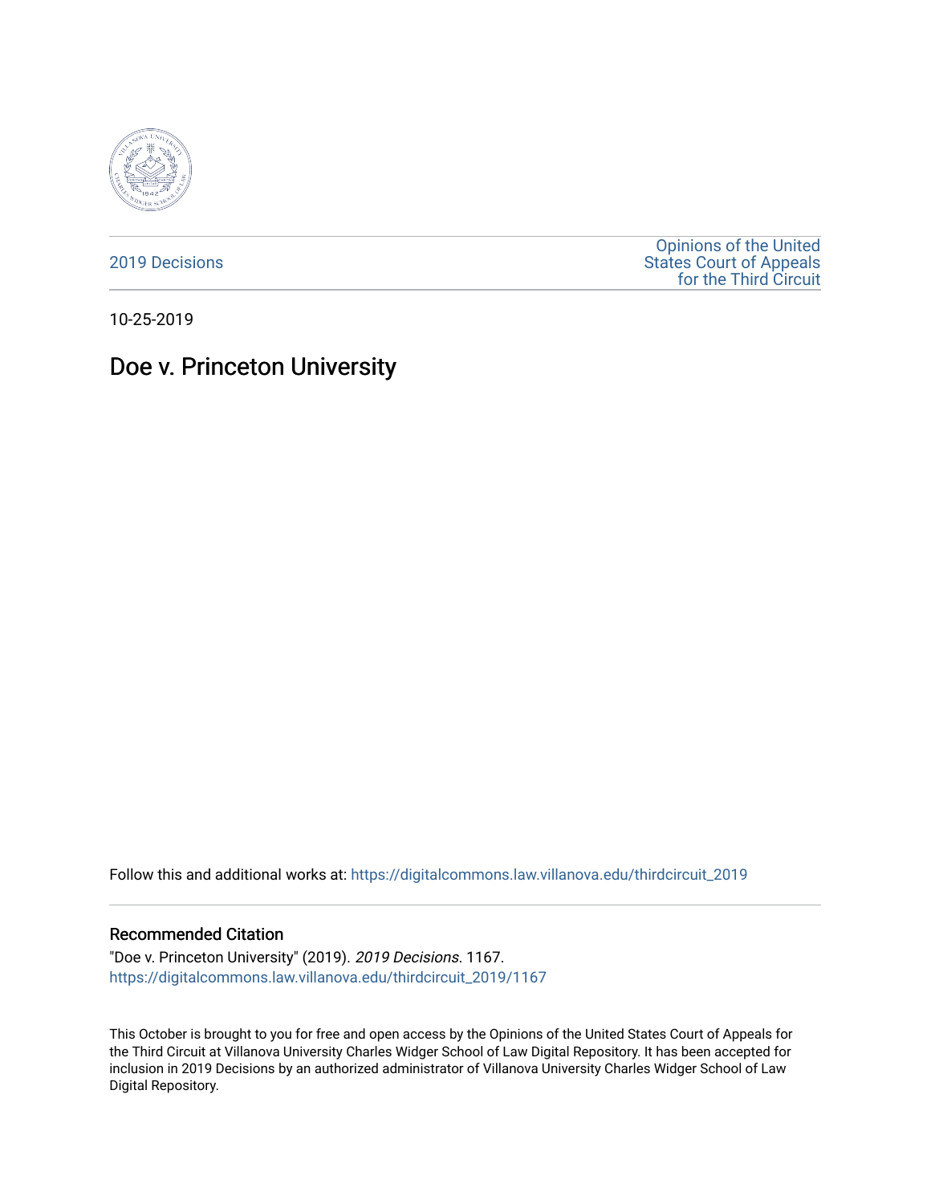2019 Decisions

Opinions of the United States Court of Appeals for the Third Circuit

10-25-2019

# Doe v. Princeton University

Follow this and additional works at: https://digitalcommons.law.villanova.edu/thirdcircuit_2019

### Recommended Citation

"Doe v. Princeton University" (2019). *2019 Decisions*. 1167.
https://digitalcommons.law.villanova.edu/thirdcircuit_2019/1167

This October is brought to you for free and open access by the Opinions of the United States Court of Appeals for the Third Circuit at Villanova University Charles Widger School of Law Digital Repository. It has been accepted for inclusion in 2019 Decisions by an authorized administrator of Villanova University Charles Widger School of Law Digital Repository.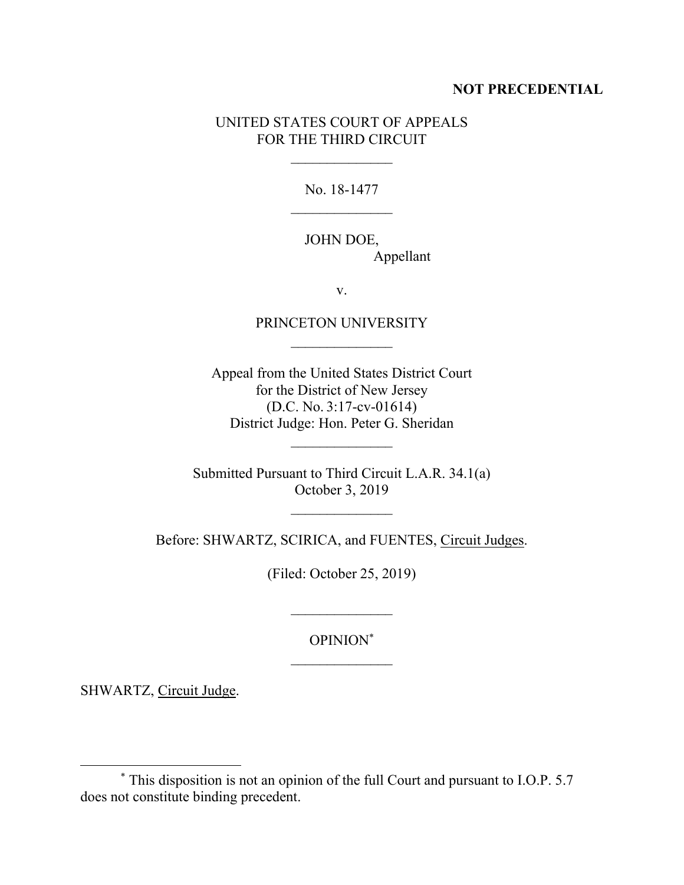**NOT PRECEDENTIAL**

UNITED STATES COURT OF APPEALS
FOR THE THIRD CIRCUIT

______________

No. 18-1477

______________

JOHN DOE,
Appellant

v.

PRINCETON UNIVERSITY

______________

Appeal from the United States District Court
for the District of New Jersey
(D.C. No. 3:17-cv-01614)
District Judge: Hon. Peter G. Sheridan

______________

Submitted Pursuant to Third Circuit L.A.R. 34.1(a)
October 3, 2019

______________

Before: SHWARTZ, SCIRICA, and FUENTES, Circuit Judges.

(Filed: October 25, 2019)

______________

OPINION[*]

______________

SHWARTZ, Circuit Judge.

---

[*] This disposition is not an opinion of the full Court and pursuant to I.O.P. 5.7 does not constitute binding precedent.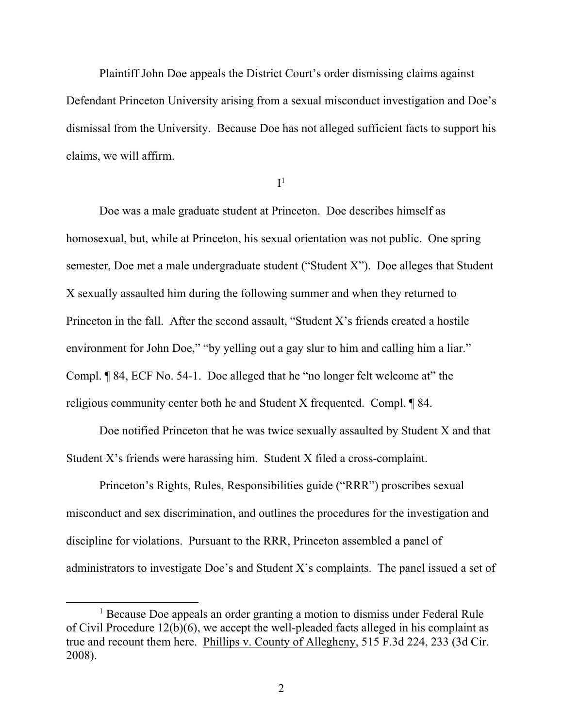Plaintiff John Doe appeals the District Court's order dismissing claims against Defendant Princeton University arising from a sexual misconduct investigation and Doe's dismissal from the University. Because Doe has not alleged sufficient facts to support his claims, we will affirm.

# I[1]

Doe was a male graduate student at Princeton. Doe describes himself as homosexual, but, while at Princeton, his sexual orientation was not public. One spring semester, Doe met a male undergraduate student ("Student X"). Doe alleges that Student X sexually assaulted him during the following summer and when they returned to Princeton in the fall. After the second assault, "Student X's friends created a hostile environment for John Doe," "by yelling out a gay slur to him and calling him a liar." Compl. ¶ 84, ECF No. 54-1. Doe alleged that he "no longer felt welcome at" the religious community center both he and Student X frequented. Compl. ¶ 84.

Doe notified Princeton that he was twice sexually assaulted by Student X and that Student X's friends were harassing him. Student X filed a cross-complaint.

Princeton's Rights, Rules, Responsibilities guide ("RRR") proscribes sexual misconduct and sex discrimination, and outlines the procedures for the investigation and discipline for violations. Pursuant to the RRR, Princeton assembled a panel of administrators to investigate Doe's and Student X's complaints. The panel issued a set of

[1] Because Doe appeals an order granting a motion to dismiss under Federal Rule of Civil Procedure 12(b)(6), we accept the well-pleaded facts alleged in his complaint as true and recount them here. Phillips v. County of Allegheny, 515 F.3d 224, 233 (3d Cir. 2008).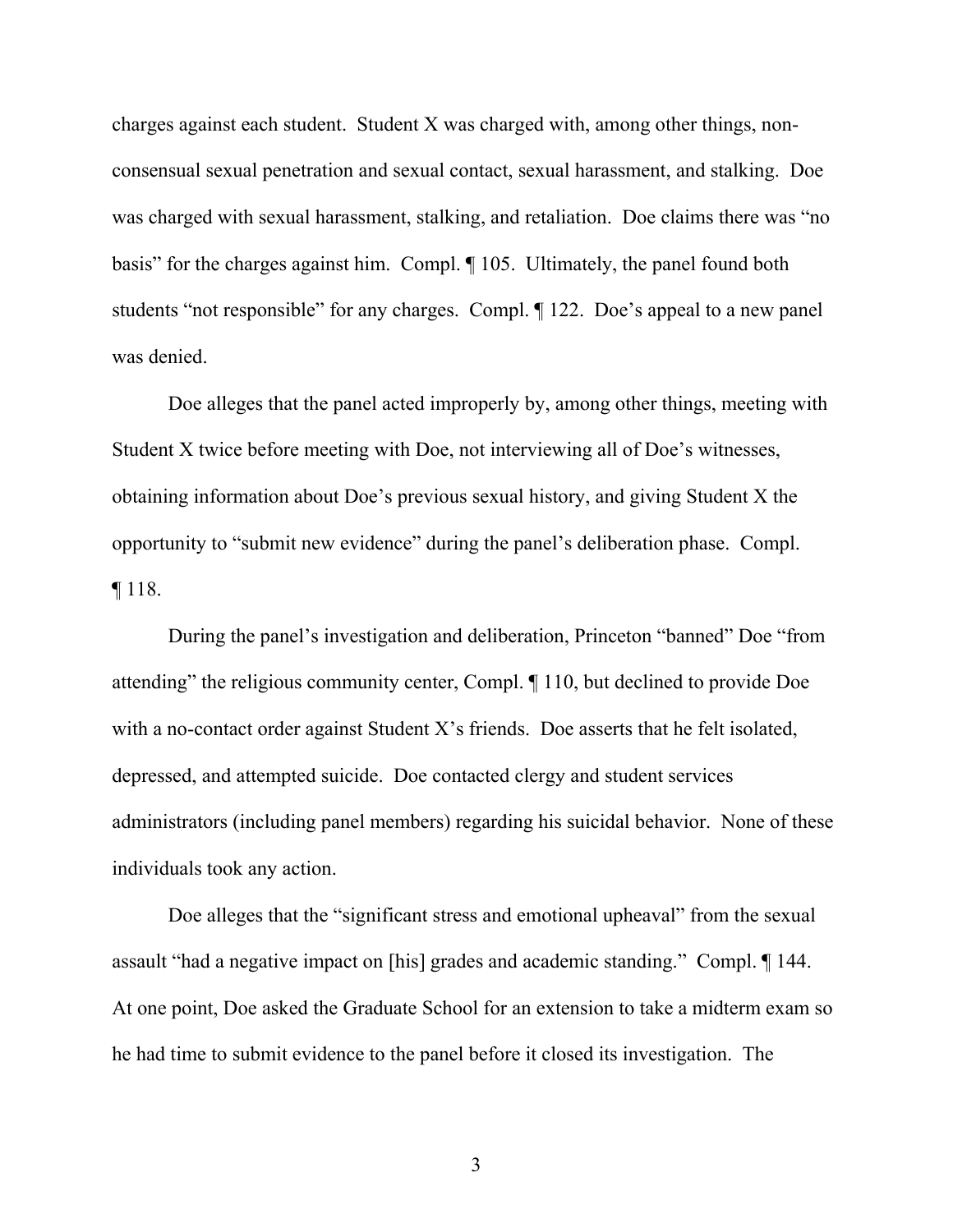charges against each student. Student X was charged with, among other things, non-consensual sexual penetration and sexual contact, sexual harassment, and stalking. Doe was charged with sexual harassment, stalking, and retaliation. Doe claims there was "no basis" for the charges against him. Compl. ¶ 105. Ultimately, the panel found both students "not responsible" for any charges. Compl. ¶ 122. Doe's appeal to a new panel was denied.

Doe alleges that the panel acted improperly by, among other things, meeting with Student X twice before meeting with Doe, not interviewing all of Doe's witnesses, obtaining information about Doe's previous sexual history, and giving Student X the opportunity to "submit new evidence" during the panel's deliberation phase. Compl. ¶ 118.

During the panel's investigation and deliberation, Princeton "banned" Doe "from attending" the religious community center, Compl. ¶ 110, but declined to provide Doe with a no-contact order against Student X's friends. Doe asserts that he felt isolated, depressed, and attempted suicide. Doe contacted clergy and student services administrators (including panel members) regarding his suicidal behavior. None of these individuals took any action.

Doe alleges that the "significant stress and emotional upheaval" from the sexual assault "had a negative impact on [his] grades and academic standing." Compl. ¶ 144. At one point, Doe asked the Graduate School for an extension to take a midterm exam so he had time to submit evidence to the panel before it closed its investigation. The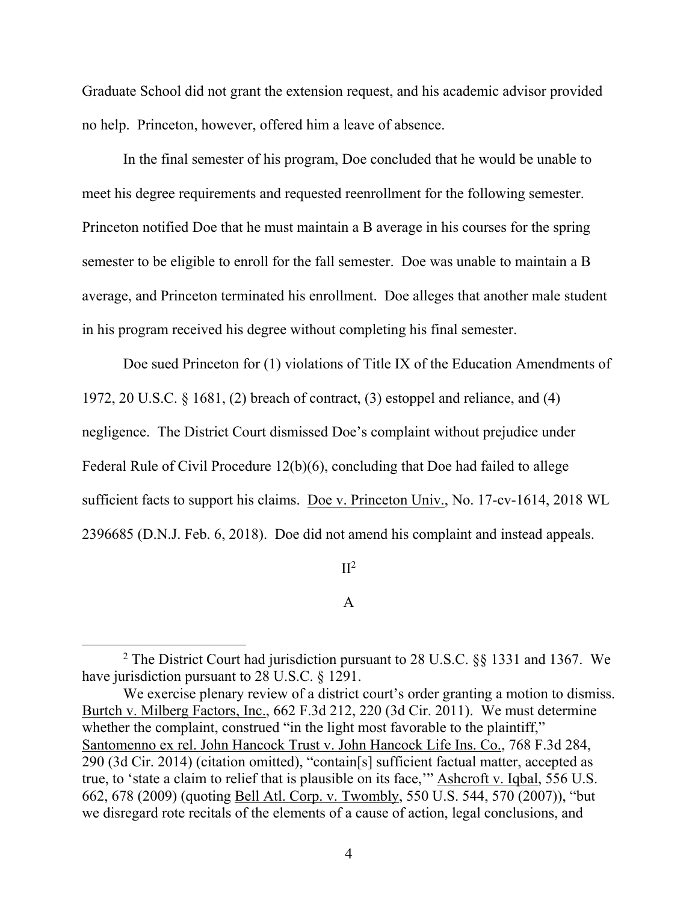Graduate School did not grant the extension request, and his academic advisor provided no help. Princeton, however, offered him a leave of absence.

In the final semester of his program, Doe concluded that he would be unable to meet his degree requirements and requested reenrollment for the following semester. Princeton notified Doe that he must maintain a B average in his courses for the spring semester to be eligible to enroll for the fall semester. Doe was unable to maintain a B average, and Princeton terminated his enrollment. Doe alleges that another male student in his program received his degree without completing his final semester.

Doe sued Princeton for (1) violations of Title IX of the Education Amendments of 1972, 20 U.S.C. § 1681, (2) breach of contract, (3) estoppel and reliance, and (4) negligence. The District Court dismissed Doe's complaint without prejudice under Federal Rule of Civil Procedure 12(b)(6), concluding that Doe had failed to allege sufficient facts to support his claims. Doe v. Princeton Univ., No. 17-cv-1614, 2018 WL 2396685 (D.N.J. Feb. 6, 2018). Doe did not amend his complaint and instead appeals.

## II[2]

### A

---

[2] The District Court had jurisdiction pursuant to 28 U.S.C. §§ 1331 and 1367. We have jurisdiction pursuant to 28 U.S.C. § 1291.

We exercise plenary review of a district court's order granting a motion to dismiss. Burtch v. Milberg Factors, Inc., 662 F.3d 212, 220 (3d Cir. 2011). We must determine whether the complaint, construed "in the light most favorable to the plaintiff," Santomenno ex rel. John Hancock Trust v. John Hancock Life Ins. Co., 768 F.3d 284, 290 (3d Cir. 2014) (citation omitted), "contain[s] sufficient factual matter, accepted as true, to 'state a claim to relief that is plausible on its face,'" Ashcroft v. Iqbal, 556 U.S. 662, 678 (2009) (quoting Bell Atl. Corp. v. Twombly, 550 U.S. 544, 570 (2007)), "but we disregard rote recitals of the elements of a cause of action, legal conclusions, and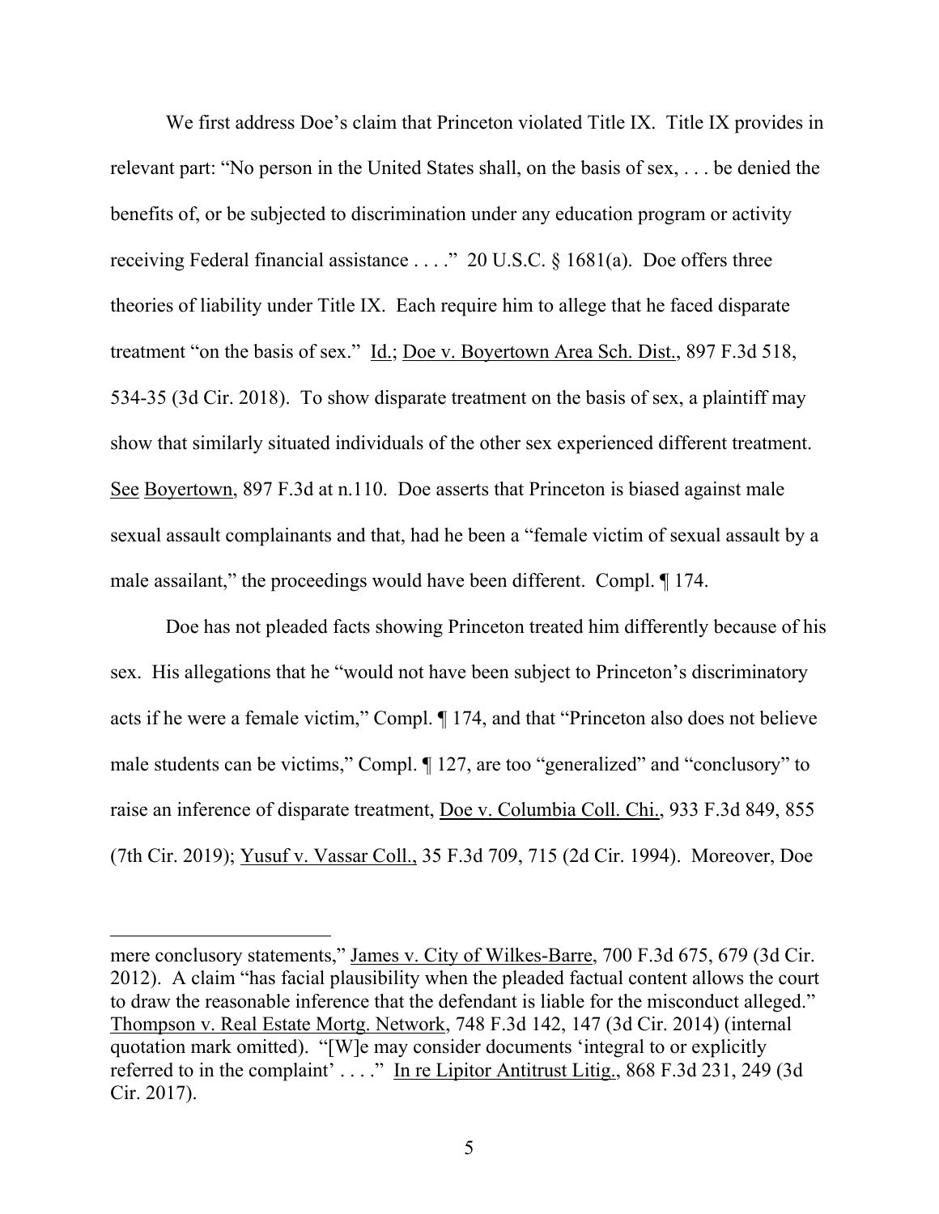We first address Doe's claim that Princeton violated Title IX. Title IX provides in relevant part: "No person in the United States shall, on the basis of sex, . . . be denied the benefits of, or be subjected to discrimination under any education program or activity receiving Federal financial assistance . . . ." 20 U.S.C. § 1681(a). Doe offers three theories of liability under Title IX. Each require him to allege that he faced disparate treatment "on the basis of sex." Id.; Doe v. Boyertown Area Sch. Dist., 897 F.3d 518, 534-35 (3d Cir. 2018). To show disparate treatment on the basis of sex, a plaintiff may show that similarly situated individuals of the other sex experienced different treatment. See Boyertown, 897 F.3d at n.110. Doe asserts that Princeton is biased against male sexual assault complainants and that, had he been a "female victim of sexual assault by a male assailant," the proceedings would have been different. Compl. ¶ 174.

Doe has not pleaded facts showing Princeton treated him differently because of his sex. His allegations that he "would not have been subject to Princeton's discriminatory acts if he were a female victim," Compl. ¶ 174, and that "Princeton also does not believe male students can be victims," Compl. ¶ 127, are too "generalized" and "conclusory" to raise an inference of disparate treatment, Doe v. Columbia Coll. Chi., 933 F.3d 849, 855 (7th Cir. 2019); Yusuf v. Vassar Coll., 35 F.3d 709, 715 (2d Cir. 1994). Moreover, Doe

---

mere conclusory statements," James v. City of Wilkes-Barre, 700 F.3d 675, 679 (3d Cir. 2012). A claim "has facial plausibility when the pleaded factual content allows the court to draw the reasonable inference that the defendant is liable for the misconduct alleged." Thompson v. Real Estate Mortg. Network, 748 F.3d 142, 147 (3d Cir. 2014) (internal quotation mark omitted). "[W]e may consider documents 'integral to or explicitly referred to in the complaint' . . . ." In re Lipitor Antitrust Litig., 868 F.3d 231, 249 (3d Cir. 2017).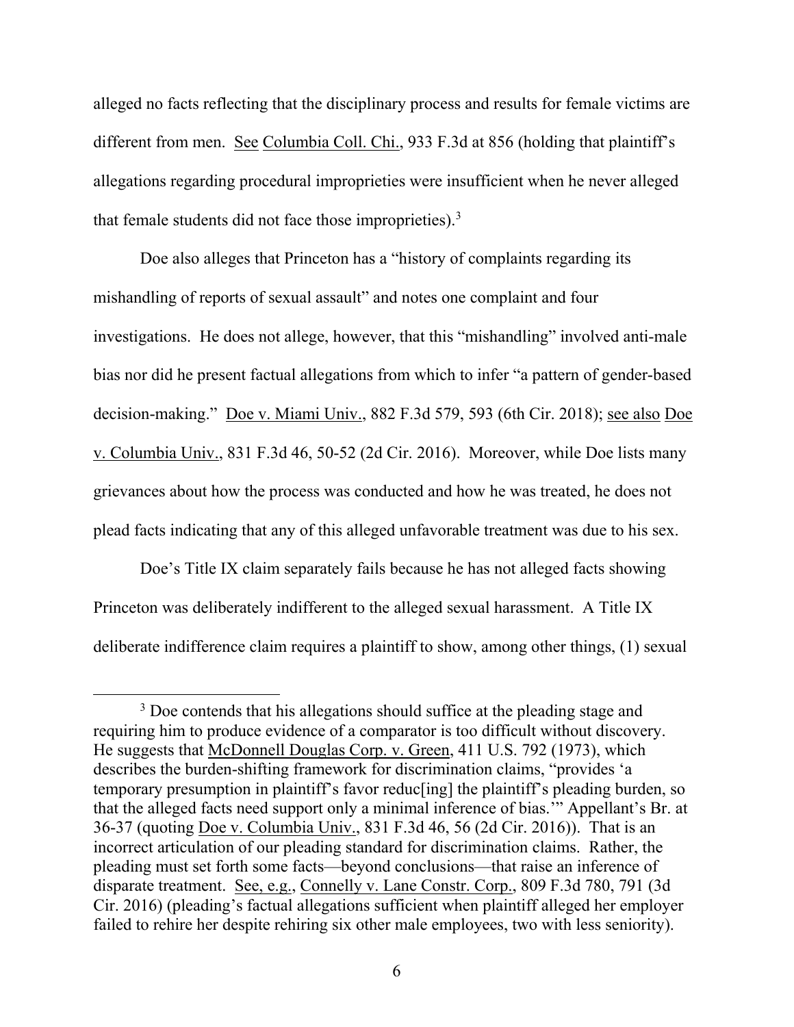alleged no facts reflecting that the disciplinary process and results for female victims are different from men. See Columbia Coll. Chi., 933 F.3d at 856 (holding that plaintiff's allegations regarding procedural improprieties were insufficient when he never alleged that female students did not face those improprieties).[3]

Doe also alleges that Princeton has a "history of complaints regarding its mishandling of reports of sexual assault" and notes one complaint and four investigations. He does not allege, however, that this "mishandling" involved anti-male bias nor did he present factual allegations from which to infer "a pattern of gender-based decision-making." Doe v. Miami Univ., 882 F.3d 579, 593 (6th Cir. 2018); see also Doe v. Columbia Univ., 831 F.3d 46, 50-52 (2d Cir. 2016). Moreover, while Doe lists many grievances about how the process was conducted and how he was treated, he does not plead facts indicating that any of this alleged unfavorable treatment was due to his sex.

Doe's Title IX claim separately fails because he has not alleged facts showing Princeton was deliberately indifferent to the alleged sexual harassment. A Title IX deliberate indifference claim requires a plaintiff to show, among other things, (1) sexual

---

[3] Doe contends that his allegations should suffice at the pleading stage and requiring him to produce evidence of a comparator is too difficult without discovery. He suggests that McDonnell Douglas Corp. v. Green, 411 U.S. 792 (1973), which describes the burden-shifting framework for discrimination claims, "provides 'a temporary presumption in plaintiff's favor reduc[ing] the plaintiff's pleading burden, so that the alleged facts need support only a minimal inference of bias.'" Appellant's Br. at 36-37 (quoting Doe v. Columbia Univ., 831 F.3d 46, 56 (2d Cir. 2016)). That is an incorrect articulation of our pleading standard for discrimination claims. Rather, the pleading must set forth some facts—beyond conclusions—that raise an inference of disparate treatment. See, e.g., Connelly v. Lane Constr. Corp., 809 F.3d 780, 791 (3d Cir. 2016) (pleading's factual allegations sufficient when plaintiff alleged her employer failed to rehire her despite rehiring six other male employees, two with less seniority).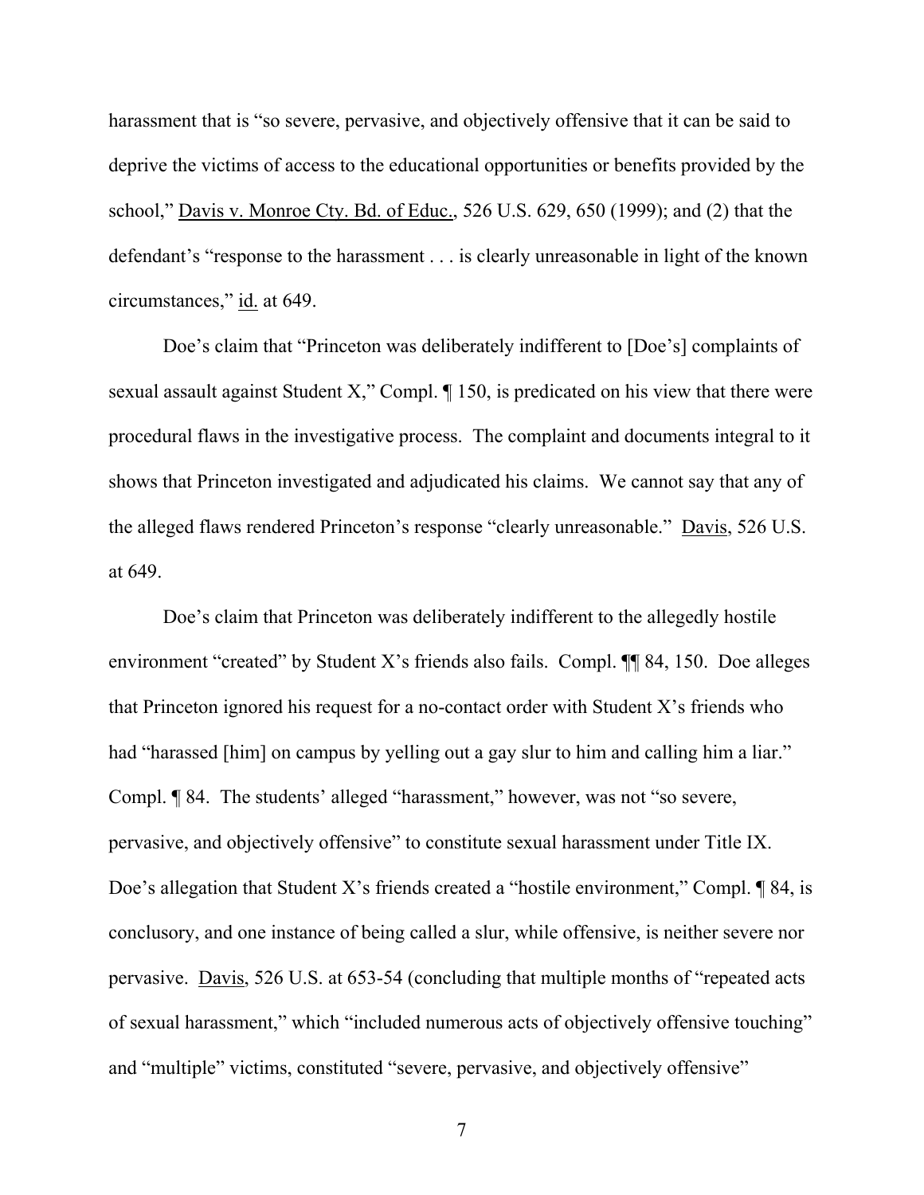harassment that is "so severe, pervasive, and objectively offensive that it can be said to deprive the victims of access to the educational opportunities or benefits provided by the school," Davis v. Monroe Cty. Bd. of Educ., 526 U.S. 629, 650 (1999); and (2) that the defendant's "response to the harassment . . . is clearly unreasonable in light of the known circumstances," id. at 649.

Doe's claim that "Princeton was deliberately indifferent to [Doe's] complaints of sexual assault against Student X," Compl. ¶ 150, is predicated on his view that there were procedural flaws in the investigative process. The complaint and documents integral to it shows that Princeton investigated and adjudicated his claims. We cannot say that any of the alleged flaws rendered Princeton's response "clearly unreasonable." Davis, 526 U.S. at 649.

Doe's claim that Princeton was deliberately indifferent to the allegedly hostile environment "created" by Student X's friends also fails. Compl. ¶¶ 84, 150. Doe alleges that Princeton ignored his request for a no-contact order with Student X's friends who had "harassed [him] on campus by yelling out a gay slur to him and calling him a liar." Compl. ¶ 84. The students' alleged "harassment," however, was not "so severe, pervasive, and objectively offensive" to constitute sexual harassment under Title IX. Doe's allegation that Student X's friends created a "hostile environment," Compl. ¶ 84, is conclusory, and one instance of being called a slur, while offensive, is neither severe nor pervasive. Davis, 526 U.S. at 653-54 (concluding that multiple months of "repeated acts of sexual harassment," which "included numerous acts of objectively offensive touching" and "multiple" victims, constituted "severe, pervasive, and objectively offensive"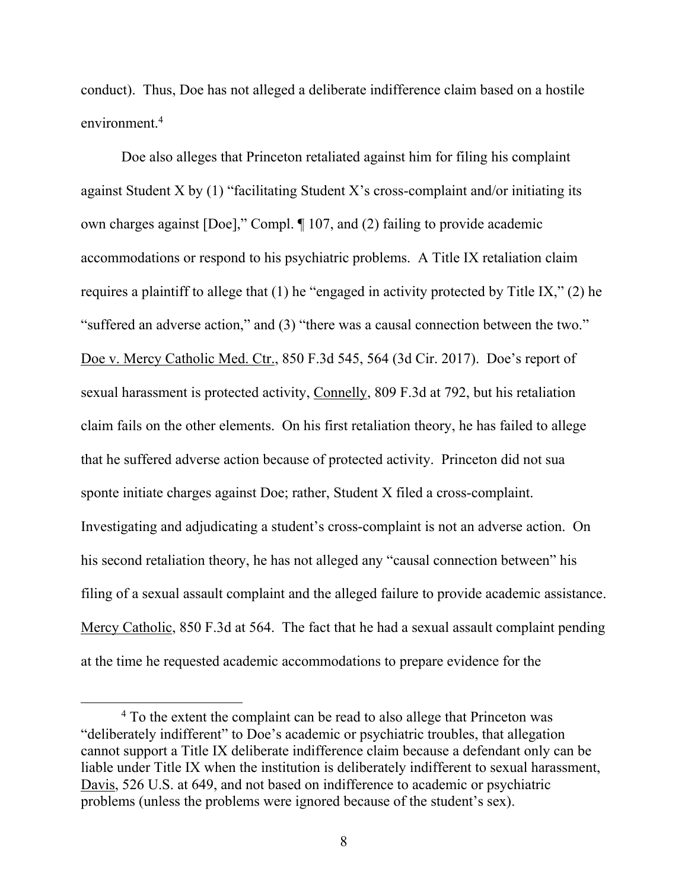conduct). Thus, Doe has not alleged a deliberate indifference claim based on a hostile environment.[4]

Doe also alleges that Princeton retaliated against him for filing his complaint against Student X by (1) "facilitating Student X's cross-complaint and/or initiating its own charges against [Doe]," Compl. ¶ 107, and (2) failing to provide academic accommodations or respond to his psychiatric problems. A Title IX retaliation claim requires a plaintiff to allege that (1) he "engaged in activity protected by Title IX," (2) he "suffered an adverse action," and (3) "there was a causal connection between the two." Doe v. Mercy Catholic Med. Ctr., 850 F.3d 545, 564 (3d Cir. 2017). Doe's report of sexual harassment is protected activity, Connelly, 809 F.3d at 792, but his retaliation claim fails on the other elements. On his first retaliation theory, he has failed to allege that he suffered adverse action because of protected activity. Princeton did not sua sponte initiate charges against Doe; rather, Student X filed a cross-complaint. Investigating and adjudicating a student's cross-complaint is not an adverse action. On his second retaliation theory, he has not alleged any "causal connection between" his filing of a sexual assault complaint and the alleged failure to provide academic assistance. Mercy Catholic, 850 F.3d at 564. The fact that he had a sexual assault complaint pending at the time he requested academic accommodations to prepare evidence for the

[4] To the extent the complaint can be read to also allege that Princeton was "deliberately indifferent" to Doe's academic or psychiatric troubles, that allegation cannot support a Title IX deliberate indifference claim because a defendant only can be liable under Title IX when the institution is deliberately indifferent to sexual harassment, Davis, 526 U.S. at 649, and not based on indifference to academic or psychiatric problems (unless the problems were ignored because of the student's sex).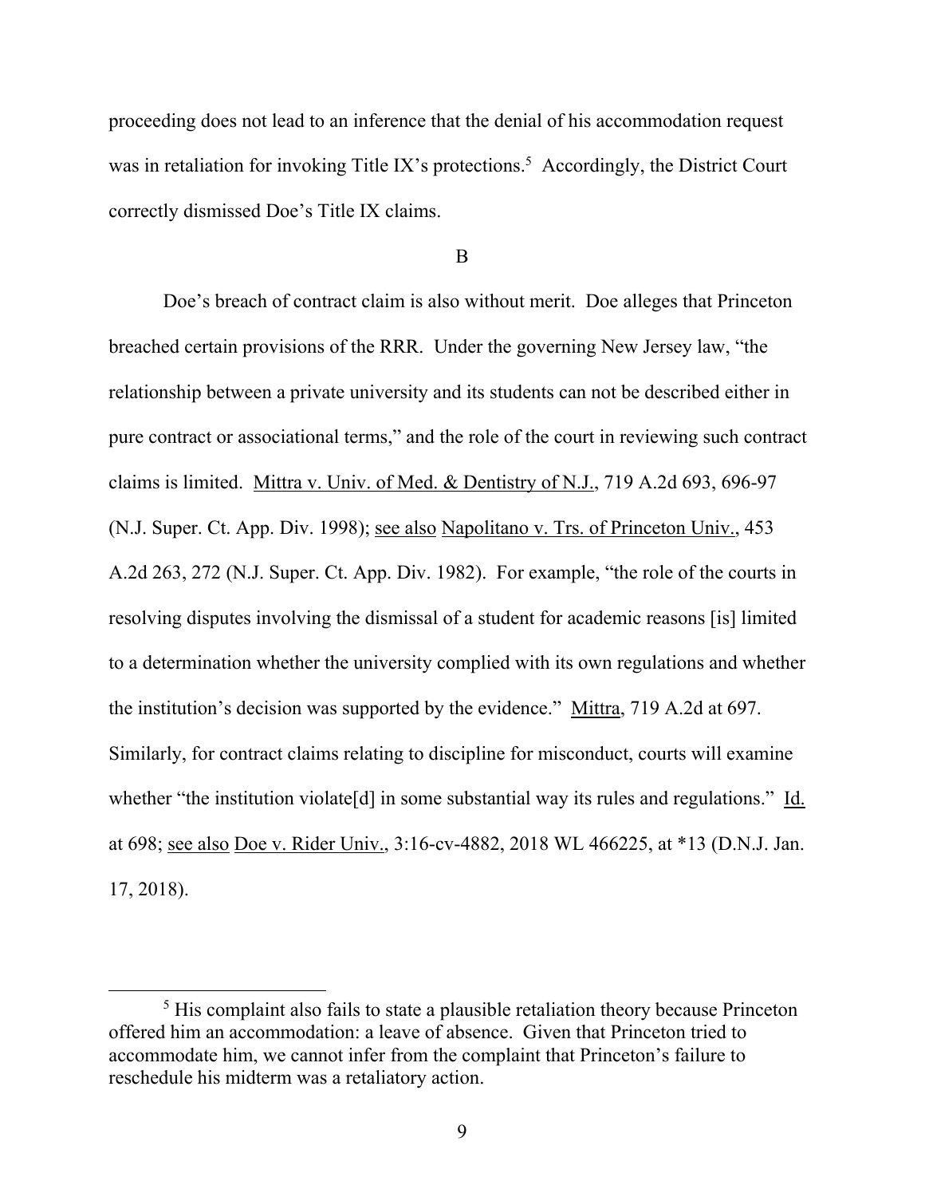proceeding does not lead to an inference that the denial of his accommodation request was in retaliation for invoking Title IX's protections.[5] Accordingly, the District Court correctly dismissed Doe's Title IX claims.

B

Doe's breach of contract claim is also without merit. Doe alleges that Princeton breached certain provisions of the RRR. Under the governing New Jersey law, "the relationship between a private university and its students can not be described either in pure contract or associational terms," and the role of the court in reviewing such contract claims is limited. Mittra v. Univ. of Med. & Dentistry of N.J., 719 A.2d 693, 696-97 (N.J. Super. Ct. App. Div. 1998); see also Napolitano v. Trs. of Princeton Univ., 453 A.2d 263, 272 (N.J. Super. Ct. App. Div. 1982). For example, "the role of the courts in resolving disputes involving the dismissal of a student for academic reasons [is] limited to a determination whether the university complied with its own regulations and whether the institution's decision was supported by the evidence." Mittra, 719 A.2d at 697. Similarly, for contract claims relating to discipline for misconduct, courts will examine whether "the institution violate[d] in some substantial way its rules and regulations." Id. at 698; see also Doe v. Rider Univ., 3:16-cv-4882, 2018 WL 466225, at *13 (D.N.J. Jan. 17, 2018).

[5] His complaint also fails to state a plausible retaliation theory because Princeton offered him an accommodation: a leave of absence. Given that Princeton tried to accommodate him, we cannot infer from the complaint that Princeton's failure to reschedule his midterm was a retaliatory action.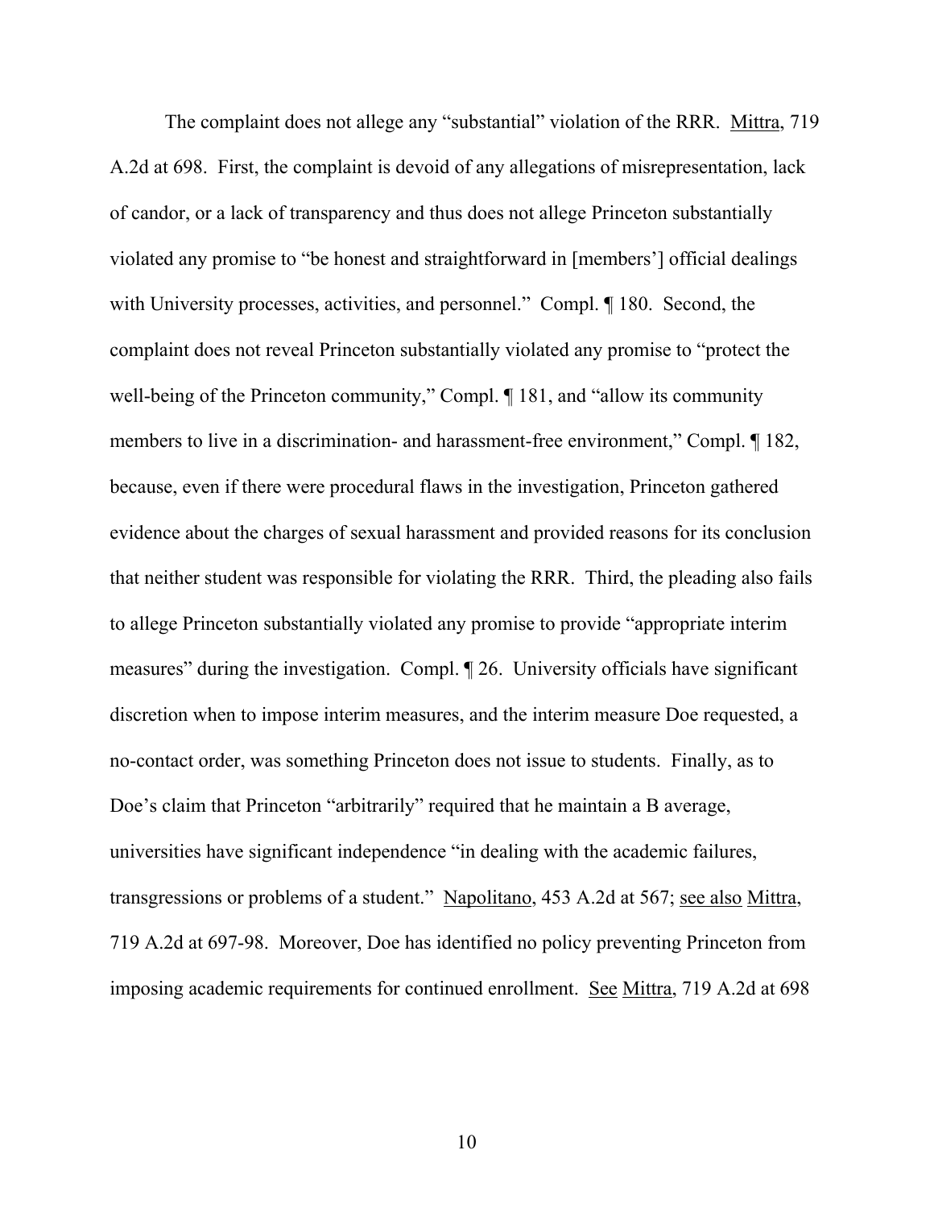The complaint does not allege any "substantial" violation of the RRR. Mittra, 719 A.2d at 698. First, the complaint is devoid of any allegations of misrepresentation, lack of candor, or a lack of transparency and thus does not allege Princeton substantially violated any promise to "be honest and straightforward in [members'] official dealings with University processes, activities, and personnel." Compl. ¶ 180. Second, the complaint does not reveal Princeton substantially violated any promise to "protect the well-being of the Princeton community," Compl. ¶ 181, and "allow its community members to live in a discrimination- and harassment-free environment," Compl. ¶ 182, because, even if there were procedural flaws in the investigation, Princeton gathered evidence about the charges of sexual harassment and provided reasons for its conclusion that neither student was responsible for violating the RRR. Third, the pleading also fails to allege Princeton substantially violated any promise to provide "appropriate interim measures" during the investigation. Compl. ¶ 26. University officials have significant discretion when to impose interim measures, and the interim measure Doe requested, a no-contact order, was something Princeton does not issue to students. Finally, as to Doe's claim that Princeton "arbitrarily" required that he maintain a B average, universities have significant independence "in dealing with the academic failures, transgressions or problems of a student." Napolitano, 453 A.2d at 567; see also Mittra, 719 A.2d at 697-98. Moreover, Doe has identified no policy preventing Princeton from imposing academic requirements for continued enrollment. See Mittra, 719 A.2d at 698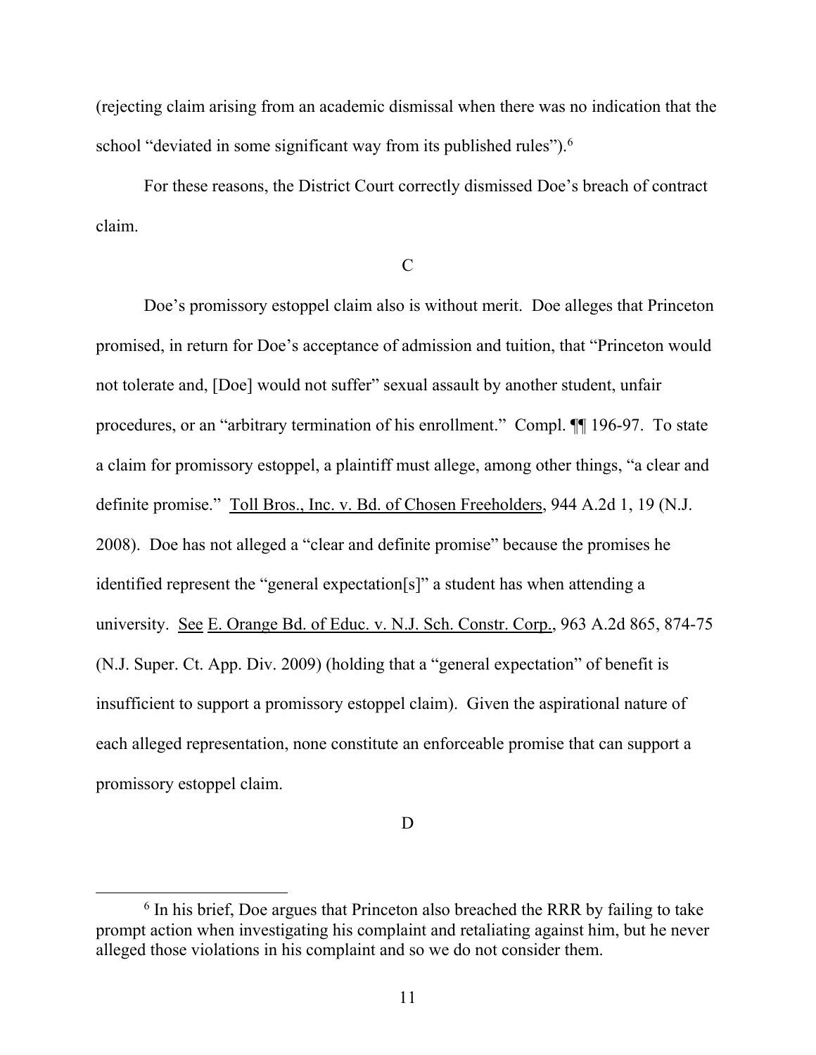(rejecting claim arising from an academic dismissal when there was no indication that the school "deviated in some significant way from its published rules").[6]

For these reasons, the District Court correctly dismissed Doe's breach of contract claim.

C

Doe's promissory estoppel claim also is without merit. Doe alleges that Princeton promised, in return for Doe's acceptance of admission and tuition, that "Princeton would not tolerate and, [Doe] would not suffer" sexual assault by another student, unfair procedures, or an "arbitrary termination of his enrollment." Compl. ¶¶ 196-97. To state a claim for promissory estoppel, a plaintiff must allege, among other things, "a clear and definite promise." Toll Bros., Inc. v. Bd. of Chosen Freeholders, 944 A.2d 1, 19 (N.J. 2008). Doe has not alleged a "clear and definite promise" because the promises he identified represent the "general expectation[s]" a student has when attending a university. See E. Orange Bd. of Educ. v. N.J. Sch. Constr. Corp., 963 A.2d 865, 874-75 (N.J. Super. Ct. App. Div. 2009) (holding that a "general expectation" of benefit is insufficient to support a promissory estoppel claim). Given the aspirational nature of each alleged representation, none constitute an enforceable promise that can support a promissory estoppel claim.

D

[6] In his brief, Doe argues that Princeton also breached the RRR by failing to take prompt action when investigating his complaint and retaliating against him, but he never alleged those violations in his complaint and so we do not consider them.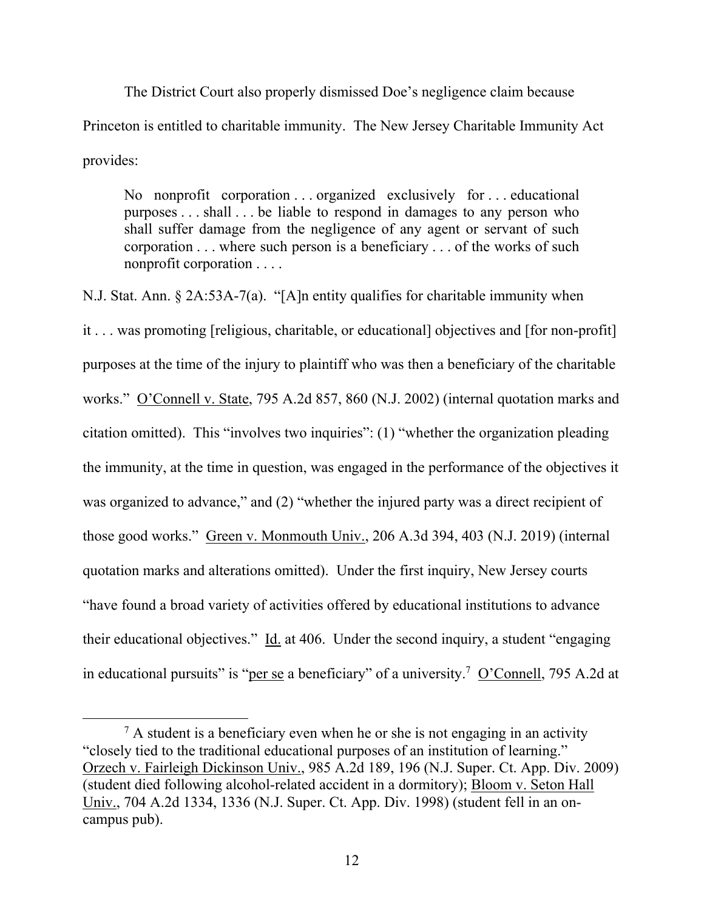The District Court also properly dismissed Doe's negligence claim because Princeton is entitled to charitable immunity. The New Jersey Charitable Immunity Act provides:

> No nonprofit corporation . . . organized exclusively for . . . educational purposes . . . shall . . . be liable to respond in damages to any person who shall suffer damage from the negligence of any agent or servant of such corporation . . . where such person is a beneficiary . . . of the works of such nonprofit corporation . . . .

N.J. Stat. Ann. § 2A:53A-7(a). "[A]n entity qualifies for charitable immunity when it . . . was promoting [religious, charitable, or educational] objectives and [for non-profit] purposes at the time of the injury to plaintiff who was then a beneficiary of the charitable works." O'Connell v. State, 795 A.2d 857, 860 (N.J. 2002) (internal quotation marks and citation omitted). This "involves two inquiries": (1) "whether the organization pleading the immunity, at the time in question, was engaged in the performance of the objectives it was organized to advance," and (2) "whether the injured party was a direct recipient of those good works." Green v. Monmouth Univ., 206 A.3d 394, 403 (N.J. 2019) (internal quotation marks and alterations omitted). Under the first inquiry, New Jersey courts "have found a broad variety of activities offered by educational institutions to advance their educational objectives." Id. at 406. Under the second inquiry, a student "engaging in educational pursuits" is "per se a beneficiary" of a university.[7] O'Connell, 795 A.2d at

[7] A student is a beneficiary even when he or she is not engaging in an activity "closely tied to the traditional educational purposes of an institution of learning." Orzech v. Fairleigh Dickinson Univ., 985 A.2d 189, 196 (N.J. Super. Ct. App. Div. 2009) (student died following alcohol-related accident in a dormitory); Bloom v. Seton Hall Univ., 704 A.2d 1334, 1336 (N.J. Super. Ct. App. Div. 1998) (student fell in an on-campus pub).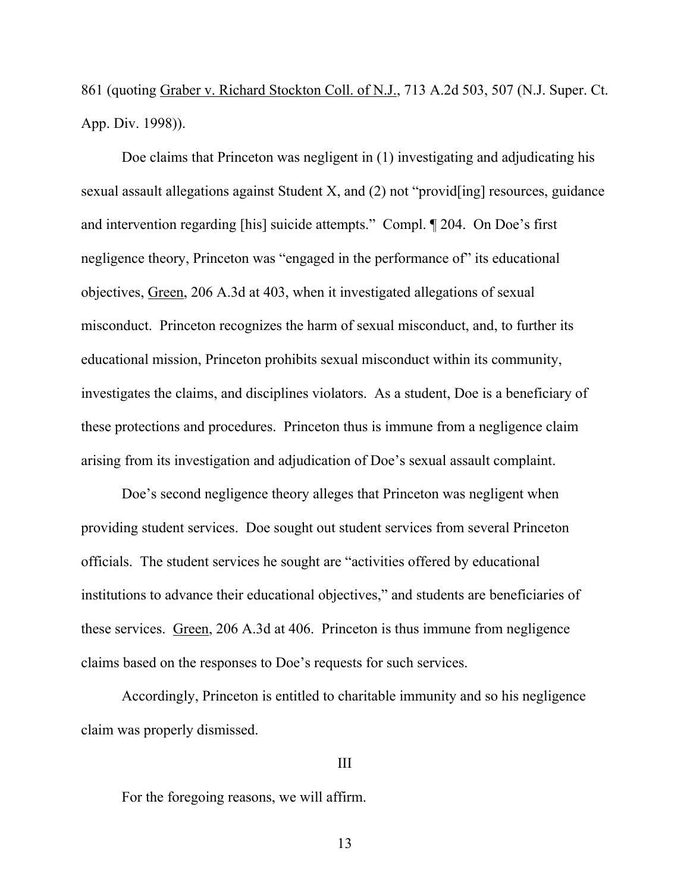861 (quoting Graber v. Richard Stockton Coll. of N.J., 713 A.2d 503, 507 (N.J. Super. Ct. App. Div. 1998)).

Doe claims that Princeton was negligent in (1) investigating and adjudicating his sexual assault allegations against Student X, and (2) not "provid[ing] resources, guidance and intervention regarding [his] suicide attempts." Compl. ¶ 204. On Doe's first negligence theory, Princeton was "engaged in the performance of" its educational objectives, Green, 206 A.3d at 403, when it investigated allegations of sexual misconduct. Princeton recognizes the harm of sexual misconduct, and, to further its educational mission, Princeton prohibits sexual misconduct within its community, investigates the claims, and disciplines violators. As a student, Doe is a beneficiary of these protections and procedures. Princeton thus is immune from a negligence claim arising from its investigation and adjudication of Doe's sexual assault complaint.

Doe's second negligence theory alleges that Princeton was negligent when providing student services. Doe sought out student services from several Princeton officials. The student services he sought are "activities offered by educational institutions to advance their educational objectives," and students are beneficiaries of these services. Green, 206 A.3d at 406. Princeton is thus immune from negligence claims based on the responses to Doe's requests for such services.

Accordingly, Princeton is entitled to charitable immunity and so his negligence claim was properly dismissed.

III

For the foregoing reasons, we will affirm.